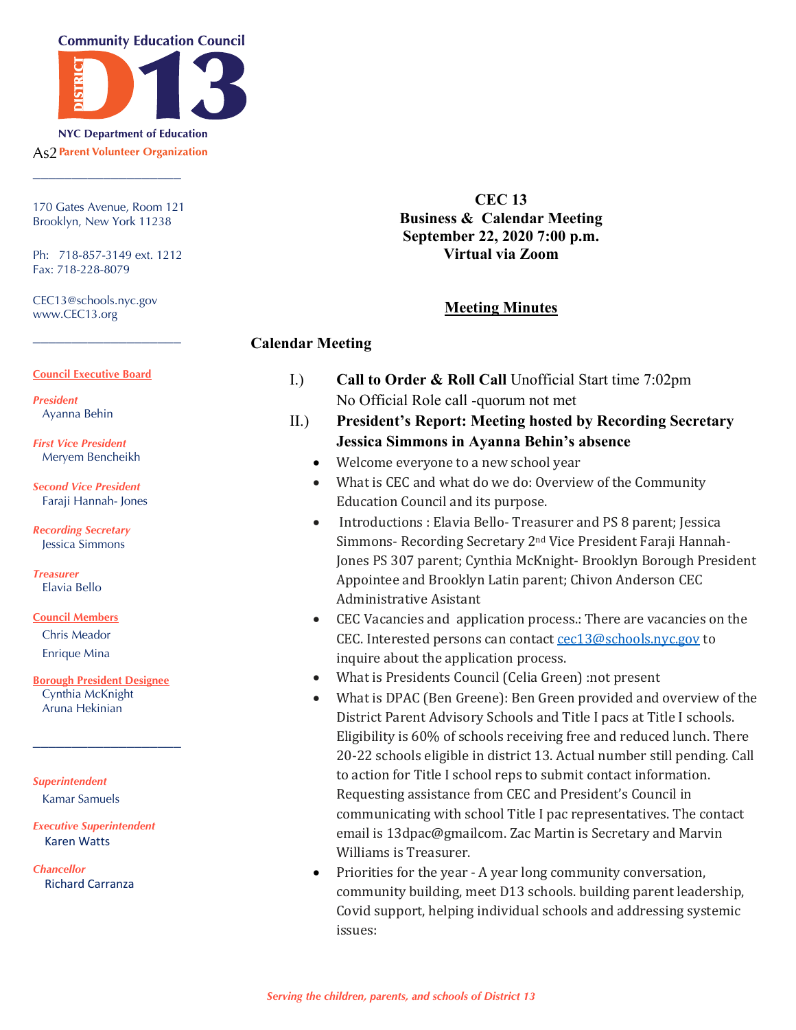Community Education Council

DISTRICT D13

NYC Department of Education

As2 Parent Volunteer Organization

170 Gates Avenue, Room 121
Brooklyn, New York 11238

Ph: 718-857-3149 ext. 1212
Fax: 718-228-8079

CEC13@schools.nyc.gov
www.CEC13.org

**Council Executive Board**

*President*
Ayanna Behin

*First Vice President*
Meryem Bencheikh

*Second Vice President*
Faraji Hannah- Jones

*Recording Secretary*
Jessica Simmons

*Treasurer*
Elavia Bello

**Council Members**
Chris Meador
Enrique Mina

**Borough President Designee**
Cynthia McKnight
Aruna Hekinian

*Superintendent*
Kamar Samuels

*Executive Superintendent*
Karen Watts

*Chancellor*
Richard Carranza

**CEC 13**
**Business & Calendar Meeting**
**September 22, 2020 7:00 p.m.**
**Virtual via Zoom**

## Meeting Minutes

### Calendar Meeting

I.) **Call to Order & Roll Call** Unofficial Start time 7:02pm
No Official Role call -quorum not met

II.) **President's Report: Meeting hosted by Recording Secretary Jessica Simmons in Ayanna Behin's absence**

- Welcome everyone to a new school year
- What is CEC and what do we do: Overview of the Community Education Council and its purpose.
- Introductions : Elavia Bello- Treasurer and PS 8 parent; Jessica Simmons- Recording Secretary 2nd Vice President Faraji Hannah-Jones PS 307 parent; Cynthia McKnight- Brooklyn Borough President Appointee and Brooklyn Latin parent; Chivon Anderson CEC Administrative Asistant
- CEC Vacancies and application process.: There are vacancies on the CEC. Interested persons can contact cec13@schools.nyc.gov to inquire about the application process.
- What is Presidents Council (Celia Green) :not present
- What is DPAC (Ben Greene): Ben Green provided and overview of the District Parent Advisory Schools and Title I pacs at Title I schools. Eligibility is 60% of schools receiving free and reduced lunch. There 20-22 schools eligible in district 13. Actual number still pending. Call to action for Title I school reps to submit contact information. Requesting assistance from CEC and President's Council in communicating with school Title I pac representatives. The contact email is 13dpac@gmailcom. Zac Martin is Secretary and Marvin Williams is Treasurer.
- Priorities for the year - A year long community conversation, community building, meet D13 schools. building parent leadership, Covid support, helping individual schools and addressing systemic issues:

*Serving the children, parents, and schools of District 13*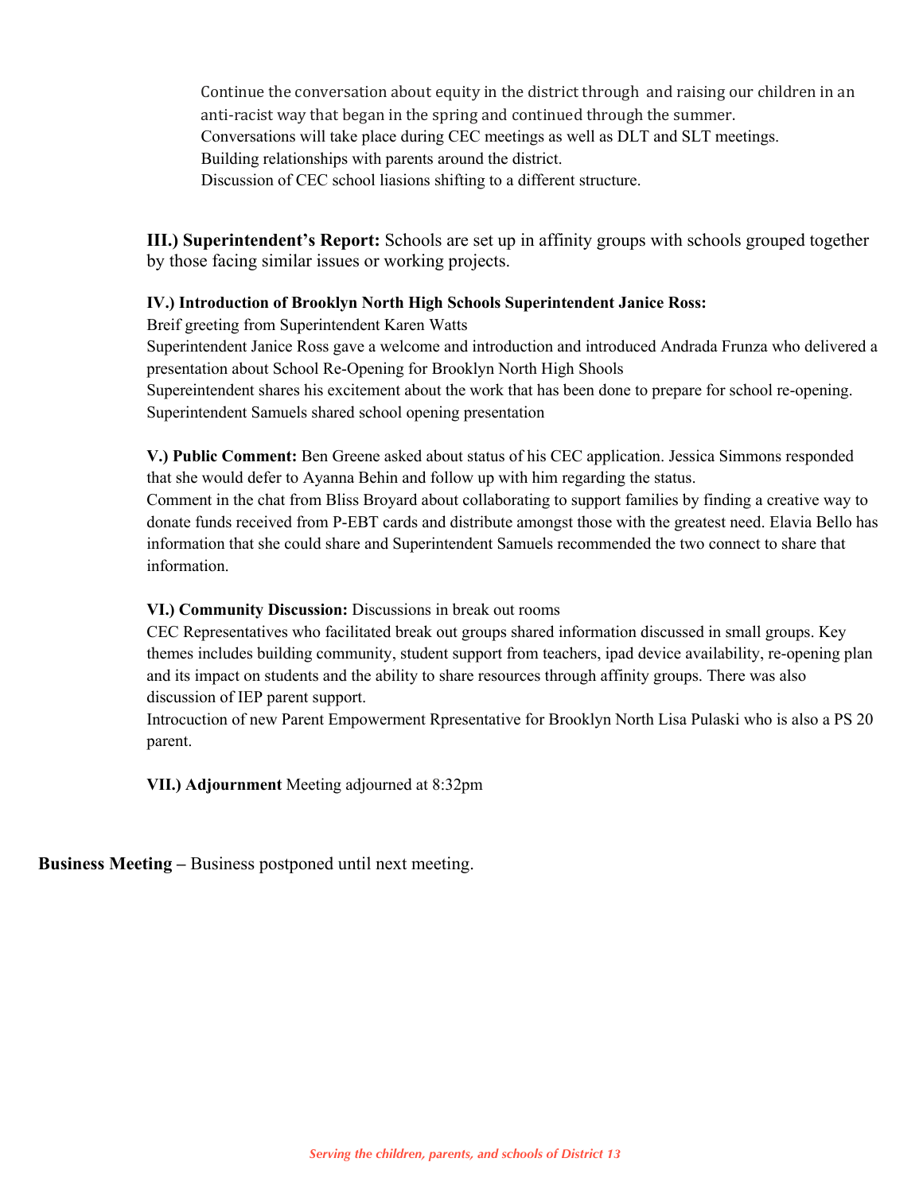Continue the conversation about equity in the district through and raising our children in an anti-racist way that began in the spring and continued through the summer.
Conversations will take place during CEC meetings as well as DLT and SLT meetings.
Building relationships with parents around the district.
Discussion of CEC school liasions shifting to a different structure.

**III.) Superintendent's Report:** Schools are set up in affinity groups with schools grouped together by those facing similar issues or working projects.

**IV.) Introduction of Brooklyn North High Schools Superintendent Janice Ross:**
Breif greeting from Superintendent Karen Watts
Superintendent Janice Ross gave a welcome and introduction and introduced Andrada Frunza who delivered a presentation about School Re-Opening for Brooklyn North High Shools
Supereintendent shares his excitement about the work that has been done to prepare for school re-opening.
Superintendent Samuels shared school opening presentation

**V.) Public Comment:** Ben Greene asked about status of his CEC application. Jessica Simmons responded that she would defer to Ayanna Behin and follow up with him regarding the status.
Comment in the chat from Bliss Broyard about collaborating to support families by finding a creative way to donate funds received from P-EBT cards and distribute amongst those with the greatest need. Elavia Bello has information that she could share and Superintendent Samuels recommended the two connect to share that information.

**VI.) Community Discussion:** Discussions in break out rooms
CEC Representatives who facilitated break out groups shared information discussed in small groups. Key themes includes building community, student support from teachers, ipad device availability, re-opening plan and its impact on students and the ability to share resources through affinity groups. There was also discussion of IEP parent support.
Introcuction of new Parent Empowerment Rpresentative for Brooklyn North Lisa Pulaski who is also a PS 20 parent.

**VII.) Adjournment** Meeting adjourned at 8:32pm

**Business Meeting –** Business postponed until next meeting.